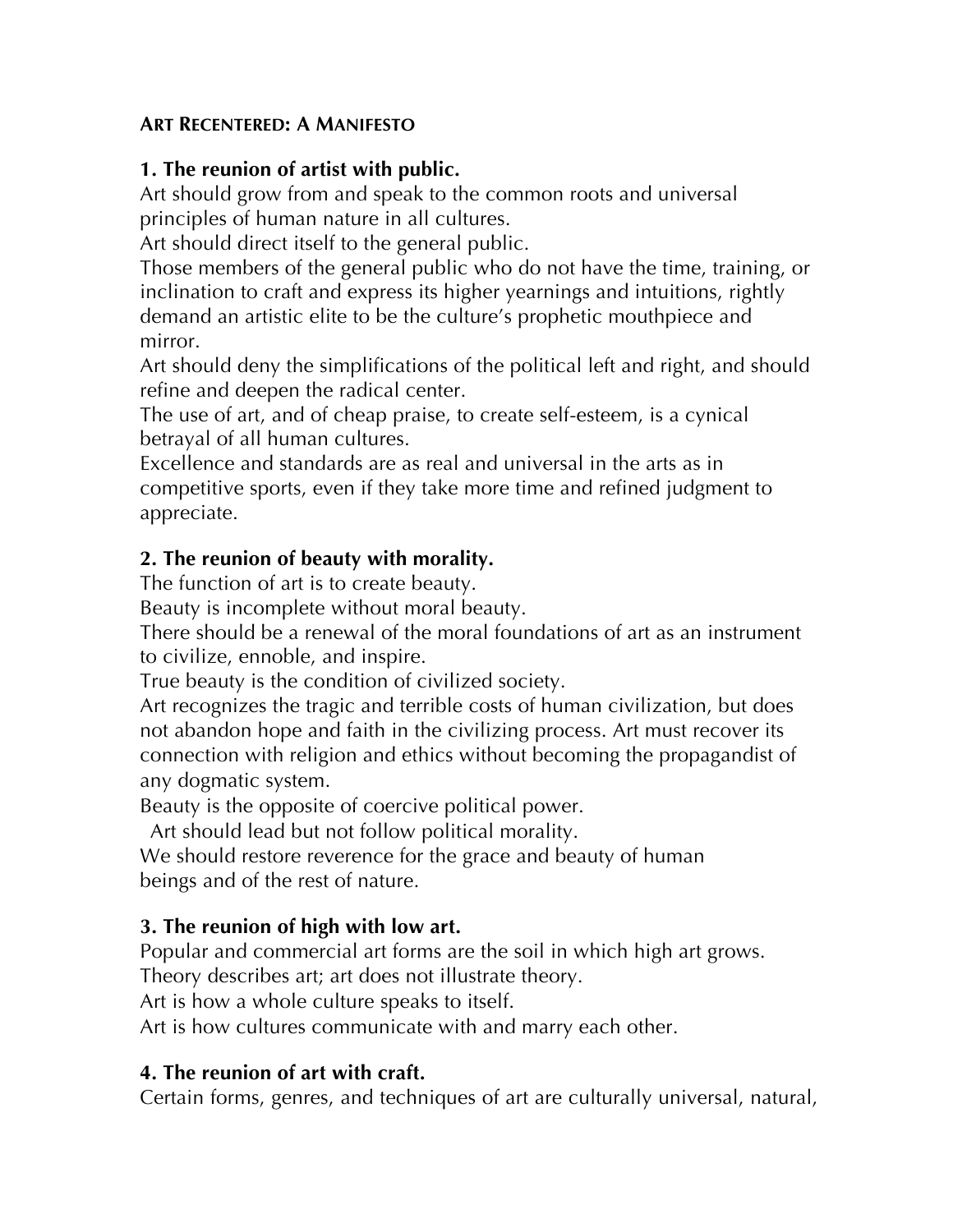**Art Recentered: A Manifesto**

**1. The reunion of artist with public.**

Art should grow from and speak to the common roots and universal principles of human nature in all cultures.

Art should direct itself to the general public.

Those members of the general public who do not have the time, training, or inclination to craft and express its higher yearnings and intuitions, rightly demand an artistic elite to be the culture's prophetic mouthpiece and mirror.

Art should deny the simplifications of the political left and right, and should refine and deepen the radical center.

The use of art, and of cheap praise, to create self-esteem, is a cynical betrayal of all human cultures.

Excellence and standards are as real and universal in the arts as in competitive sports, even if they take more time and refined judgment to appreciate.

**2. The reunion of beauty with morality.**

The function of art is to create beauty.

Beauty is incomplete without moral beauty.

There should be a renewal of the moral foundations of art as an instrument to civilize, ennoble, and inspire.

True beauty is the condition of civilized society.

Art recognizes the tragic and terrible costs of human civilization, but does not abandon hope and faith in the civilizing process. Art must recover its connection with religion and ethics without becoming the propagandist of any dogmatic system.

Beauty is the opposite of coercive political power.

Art should lead but not follow political morality.

We should restore reverence for the grace and beauty of human beings and of the rest of nature.

**3. The reunion of high with low art.**

Popular and commercial art forms are the soil in which high art grows.

Theory describes art; art does not illustrate theory.

Art is how a whole culture speaks to itself.

Art is how cultures communicate with and marry each other.

**4. The reunion of art with craft.**

Certain forms, genres, and techniques of art are culturally universal, natural,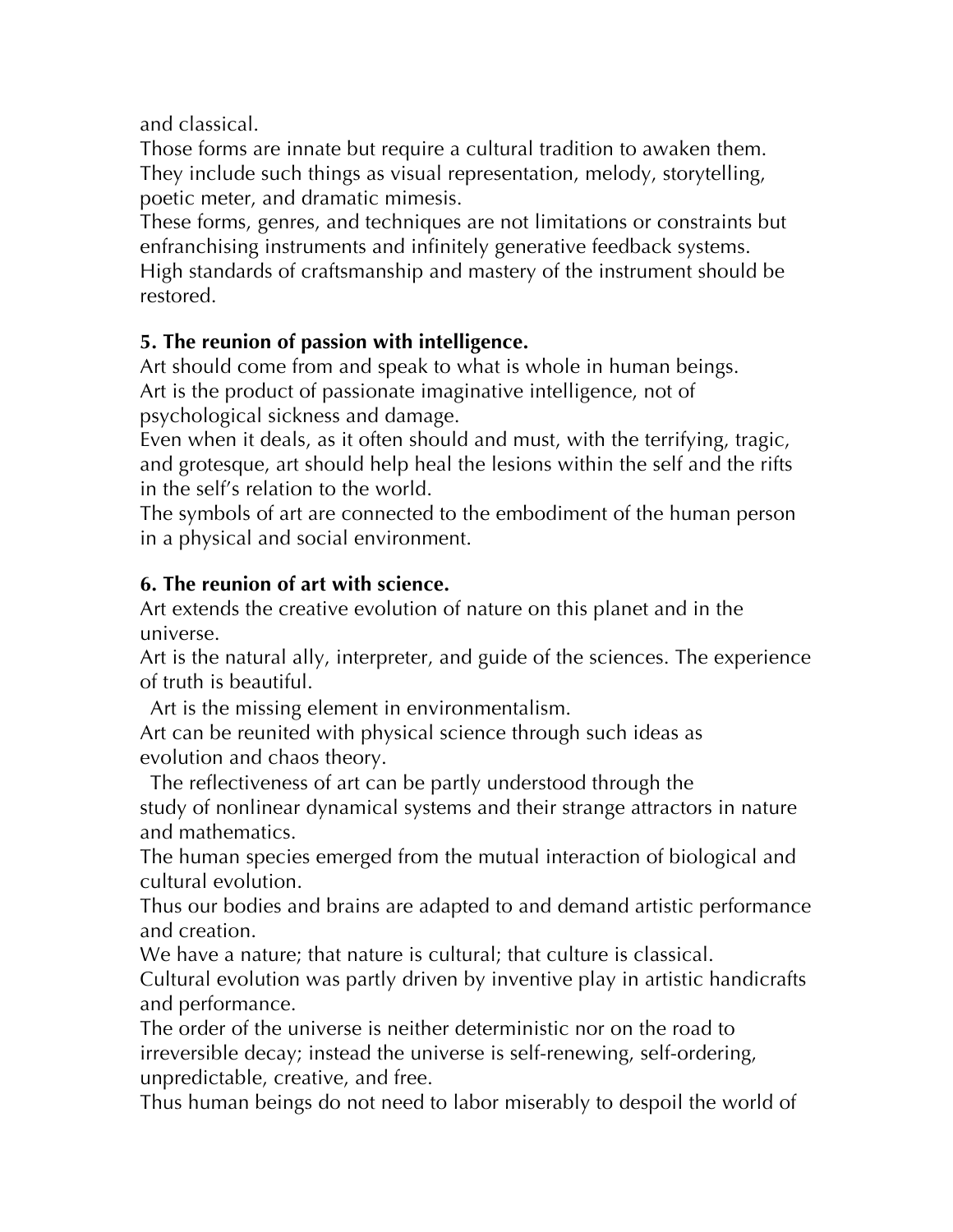and classical.

Those forms are innate but require a cultural tradition to awaken them. They include such things as visual representation, melody, storytelling, poetic meter, and dramatic mimesis.

These forms, genres, and techniques are not limitations or constraints but enfranchising instruments and infinitely generative feedback systems.

High standards of craftsmanship and mastery of the instrument should be restored.

**5. The reunion of passion with intelligence.**

Art should come from and speak to what is whole in human beings.

Art is the product of passionate imaginative intelligence, not of psychological sickness and damage.

Even when it deals, as it often should and must, with the terrifying, tragic, and grotesque, art should help heal the lesions within the self and the rifts in the self's relation to the world.

The symbols of art are connected to the embodiment of the human person in a physical and social environment.

**6. The reunion of art with science.**

Art extends the creative evolution of nature on this planet and in the universe.

Art is the natural ally, interpreter, and guide of the sciences. The experience of truth is beautiful.

Art is the missing element in environmentalism.

Art can be reunited with physical science through such ideas as evolution and chaos theory.

The reflectiveness of art can be partly understood through the study of nonlinear dynamical systems and their strange attractors in nature and mathematics.

The human species emerged from the mutual interaction of biological and cultural evolution.

Thus our bodies and brains are adapted to and demand artistic performance and creation.

We have a nature; that nature is cultural; that culture is classical.

Cultural evolution was partly driven by inventive play in artistic handicrafts and performance.

The order of the universe is neither deterministic nor on the road to irreversible decay; instead the universe is self-renewing, self-ordering, unpredictable, creative, and free.

Thus human beings do not need to labor miserably to despoil the world of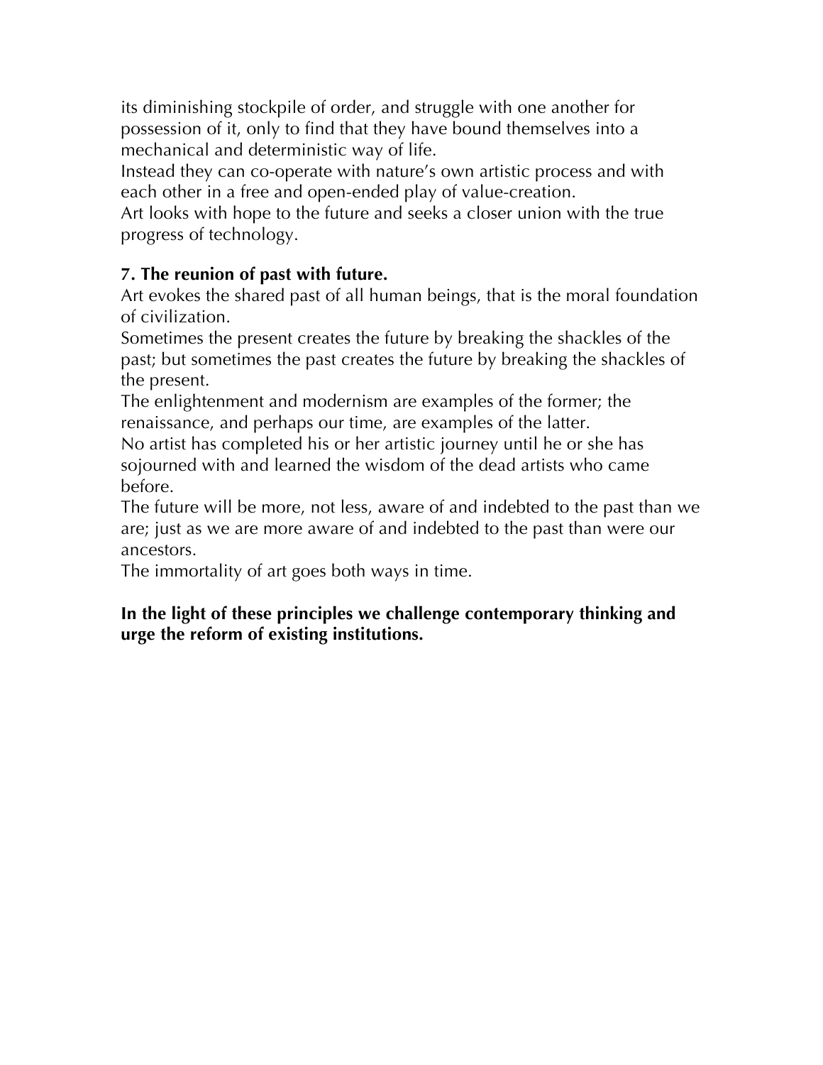its diminishing stockpile of order, and struggle with one another for possession of it, only to find that they have bound themselves into a mechanical and deterministic way of life.
Instead they can co-operate with nature's own artistic process and with each other in a free and open-ended play of value-creation.
Art looks with hope to the future and seeks a closer union with the true progress of technology.

**7. The reunion of past with future.**
Art evokes the shared past of all human beings, that is the moral foundation of civilization.
Sometimes the present creates the future by breaking the shackles of the past; but sometimes the past creates the future by breaking the shackles of the present.
The enlightenment and modernism are examples of the former; the renaissance, and perhaps our time, are examples of the latter.
No artist has completed his or her artistic journey until he or she has sojourned with and learned the wisdom of the dead artists who came before.
The future will be more, not less, aware of and indebted to the past than we are; just as we are more aware of and indebted to the past than were our ancestors.
The immortality of art goes both ways in time.

**In the light of these principles we challenge contemporary thinking and urge the reform of existing institutions.**